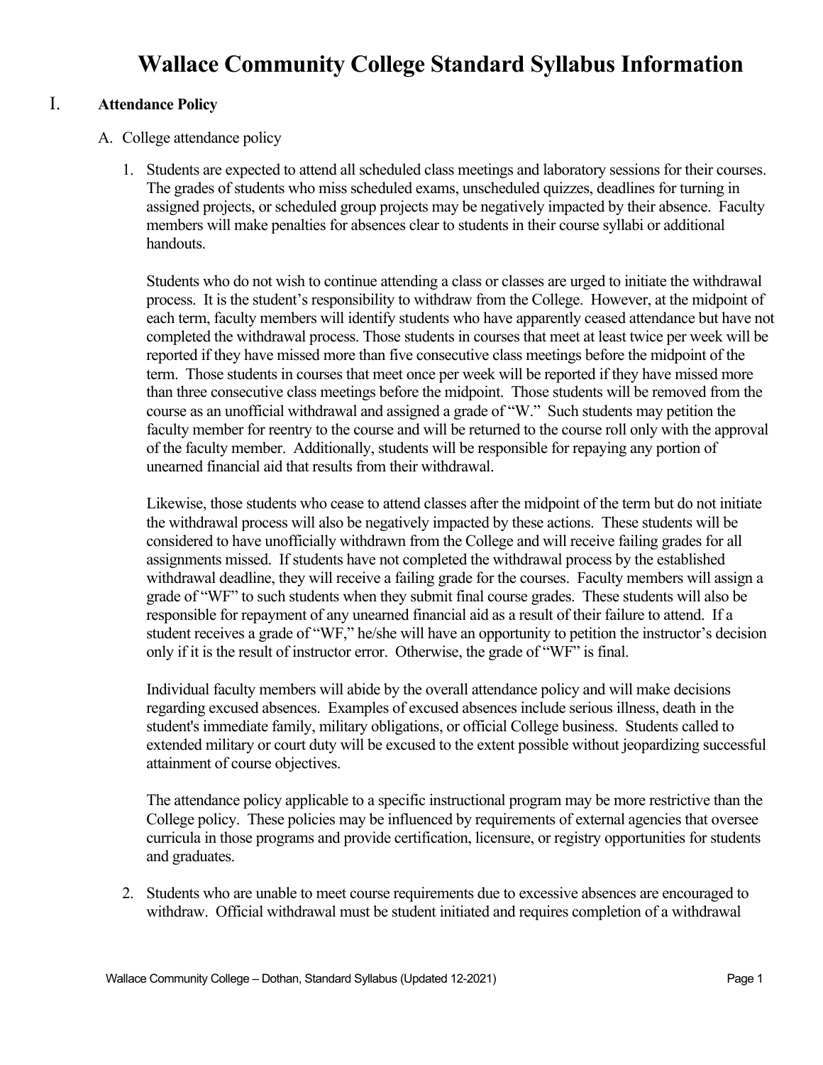# Wallace Community College Standard Syllabus Information

## I. Attendance Policy

A. College attendance policy

1. Students are expected to attend all scheduled class meetings and laboratory sessions for their courses. The grades of students who miss scheduled exams, unscheduled quizzes, deadlines for turning in assigned projects, or scheduled group projects may be negatively impacted by their absence. Faculty members will make penalties for absences clear to students in their course syllabi or additional handouts.

   Students who do not wish to continue attending a class or classes are urged to initiate the withdrawal process. It is the student's responsibility to withdraw from the College. However, at the midpoint of each term, faculty members will identify students who have apparently ceased attendance but have not completed the withdrawal process. Those students in courses that meet at least twice per week will be reported if they have missed more than five consecutive class meetings before the midpoint of the term. Those students in courses that meet once per week will be reported if they have missed more than three consecutive class meetings before the midpoint. Those students will be removed from the course as an unofficial withdrawal and assigned a grade of "W." Such students may petition the faculty member for reentry to the course and will be returned to the course roll only with the approval of the faculty member. Additionally, students will be responsible for repaying any portion of unearned financial aid that results from their withdrawal.

   Likewise, those students who cease to attend classes after the midpoint of the term but do not initiate the withdrawal process will also be negatively impacted by these actions. These students will be considered to have unofficially withdrawn from the College and will receive failing grades for all assignments missed. If students have not completed the withdrawal process by the established withdrawal deadline, they will receive a failing grade for the courses. Faculty members will assign a grade of "WF" to such students when they submit final course grades. These students will also be responsible for repayment of any unearned financial aid as a result of their failure to attend. If a student receives a grade of "WF," he/she will have an opportunity to petition the instructor's decision only if it is the result of instructor error. Otherwise, the grade of "WF" is final.

   Individual faculty members will abide by the overall attendance policy and will make decisions regarding excused absences. Examples of excused absences include serious illness, death in the student's immediate family, military obligations, or official College business. Students called to extended military or court duty will be excused to the extent possible without jeopardizing successful attainment of course objectives.

   The attendance policy applicable to a specific instructional program may be more restrictive than the College policy. These policies may be influenced by requirements of external agencies that oversee curricula in those programs and provide certification, licensure, or registry opportunities for students and graduates.

2. Students who are unable to meet course requirements due to excessive absences are encouraged to withdraw. Official withdrawal must be student initiated and requires completion of a withdrawal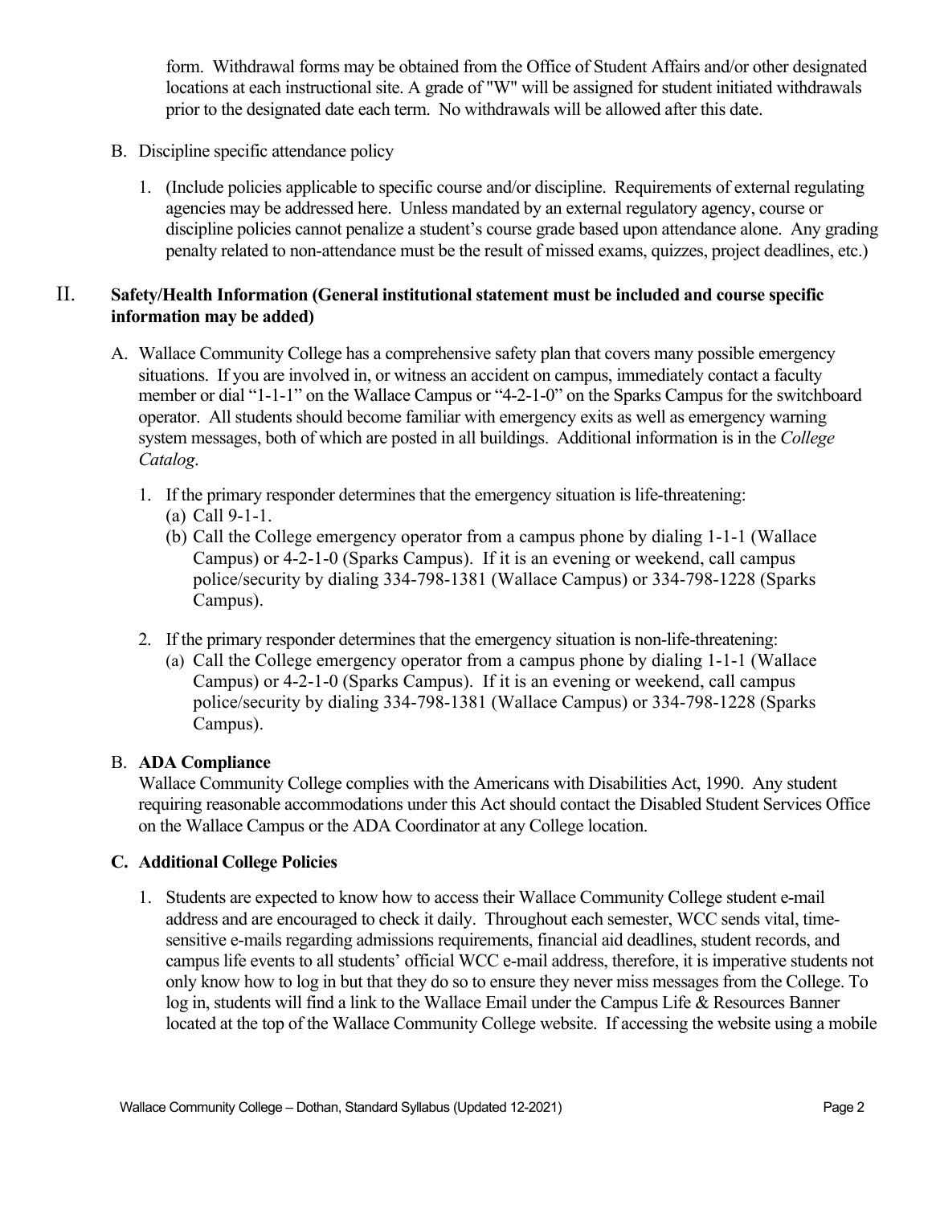form. Withdrawal forms may be obtained from the Office of Student Affairs and/or other designated locations at each instructional site. A grade of "W" will be assigned for student initiated withdrawals prior to the designated date each term. No withdrawals will be allowed after this date.

B. Discipline specific attendance policy

1. (Include policies applicable to specific course and/or discipline. Requirements of external regulating agencies may be addressed here. Unless mandated by an external regulatory agency, course or discipline policies cannot penalize a student's course grade based upon attendance alone. Any grading penalty related to non-attendance must be the result of missed exams, quizzes, project deadlines, etc.)

## II. Safety/Health Information (General institutional statement must be included and course specific information may be added)

A. Wallace Community College has a comprehensive safety plan that covers many possible emergency situations. If you are involved in, or witness an accident on campus, immediately contact a faculty member or dial "1-1-1" on the Wallace Campus or "4-2-1-0" on the Sparks Campus for the switchboard operator. All students should become familiar with emergency exits as well as emergency warning system messages, both of which are posted in all buildings. Additional information is in the *College Catalog*.

1. If the primary responder determines that the emergency situation is life-threatening:
   (a) Call 9-1-1.
   (b) Call the College emergency operator from a campus phone by dialing 1-1-1 (Wallace Campus) or 4-2-1-0 (Sparks Campus). If it is an evening or weekend, call campus police/security by dialing 334-798-1381 (Wallace Campus) or 334-798-1228 (Sparks Campus).

2. If the primary responder determines that the emergency situation is non-life-threatening:
   (a) Call the College emergency operator from a campus phone by dialing 1-1-1 (Wallace Campus) or 4-2-1-0 (Sparks Campus). If it is an evening or weekend, call campus police/security by dialing 334-798-1381 (Wallace Campus) or 334-798-1228 (Sparks Campus).

B. **ADA Compliance**
Wallace Community College complies with the Americans with Disabilities Act, 1990. Any student requiring reasonable accommodations under this Act should contact the Disabled Student Services Office on the Wallace Campus or the ADA Coordinator at any College location.

**C. Additional College Policies**

1. Students are expected to know how to access their Wallace Community College student e-mail address and are encouraged to check it daily. Throughout each semester, WCC sends vital, time-sensitive e-mails regarding admissions requirements, financial aid deadlines, student records, and campus life events to all students' official WCC e-mail address, therefore, it is imperative students not only know how to log in but that they do so to ensure they never miss messages from the College. To log in, students will find a link to the Wallace Email under the Campus Life & Resources Banner located at the top of the Wallace Community College website. If accessing the website using a mobile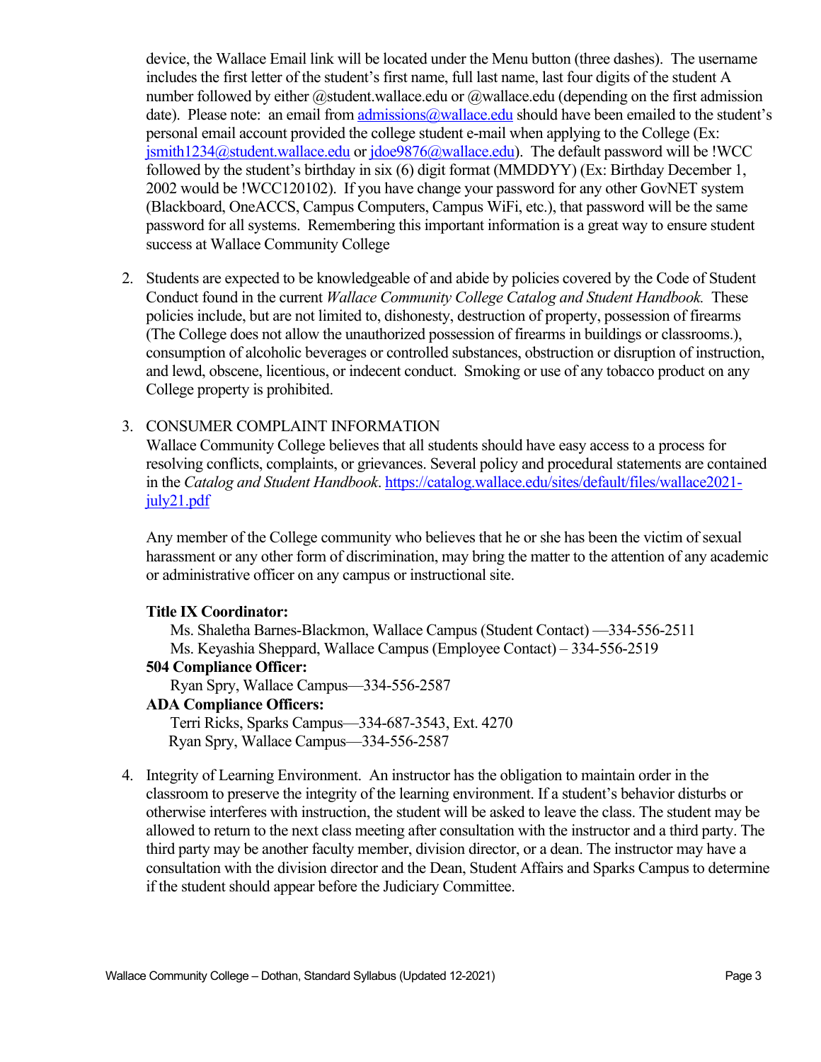device, the Wallace Email link will be located under the Menu button (three dashes). The username includes the first letter of the student's first name, full last name, last four digits of the student A number followed by either @student.wallace.edu or @wallace.edu (depending on the first admission date). Please note: an email from admissions@wallace.edu should have been emailed to the student's personal email account provided the college student e-mail when applying to the College (Ex: jsmith1234@student.wallace.edu or jdoe9876@wallace.edu). The default password will be !WCC followed by the student's birthday in six (6) digit format (MMDDYY) (Ex: Birthday December 1, 2002 would be !WCC120102). If you have change your password for any other GovNET system (Blackboard, OneACCS, Campus Computers, Campus WiFi, etc.), that password will be the same password for all systems. Remembering this important information is a great way to ensure student success at Wallace Community College

2. Students are expected to be knowledgeable of and abide by policies covered by the Code of Student Conduct found in the current *Wallace Community College Catalog and Student Handbook.* These policies include, but are not limited to, dishonesty, destruction of property, possession of firearms (The College does not allow the unauthorized possession of firearms in buildings or classrooms.), consumption of alcoholic beverages or controlled substances, obstruction or disruption of instruction, and lewd, obscene, licentious, or indecent conduct. Smoking or use of any tobacco product on any College property is prohibited.

3. CONSUMER COMPLAINT INFORMATION

   Wallace Community College believes that all students should have easy access to a process for resolving conflicts, complaints, or grievances. Several policy and procedural statements are contained in the *Catalog and Student Handbook*. https://catalog.wallace.edu/sites/default/files/wallace2021-july21.pdf

   Any member of the College community who believes that he or she has been the victim of sexual harassment or any other form of discrimination, may bring the matter to the attention of any academic or administrative officer on any campus or instructional site.

   **Title IX Coordinator:**
   Ms. Shaletha Barnes-Blackmon, Wallace Campus (Student Contact) —334-556-2511
   Ms. Keyashia Sheppard, Wallace Campus (Employee Contact) – 334-556-2519

   **504 Compliance Officer:**
   Ryan Spry, Wallace Campus—334-556-2587

   **ADA Compliance Officers:**
   Terri Ricks, Sparks Campus—334-687-3543, Ext. 4270
   Ryan Spry, Wallace Campus—334-556-2587

4. Integrity of Learning Environment. An instructor has the obligation to maintain order in the classroom to preserve the integrity of the learning environment. If a student's behavior disturbs or otherwise interferes with instruction, the student will be asked to leave the class. The student may be allowed to return to the next class meeting after consultation with the instructor and a third party. The third party may be another faculty member, division director, or a dean. The instructor may have a consultation with the division director and the Dean, Student Affairs and Sparks Campus to determine if the student should appear before the Judiciary Committee.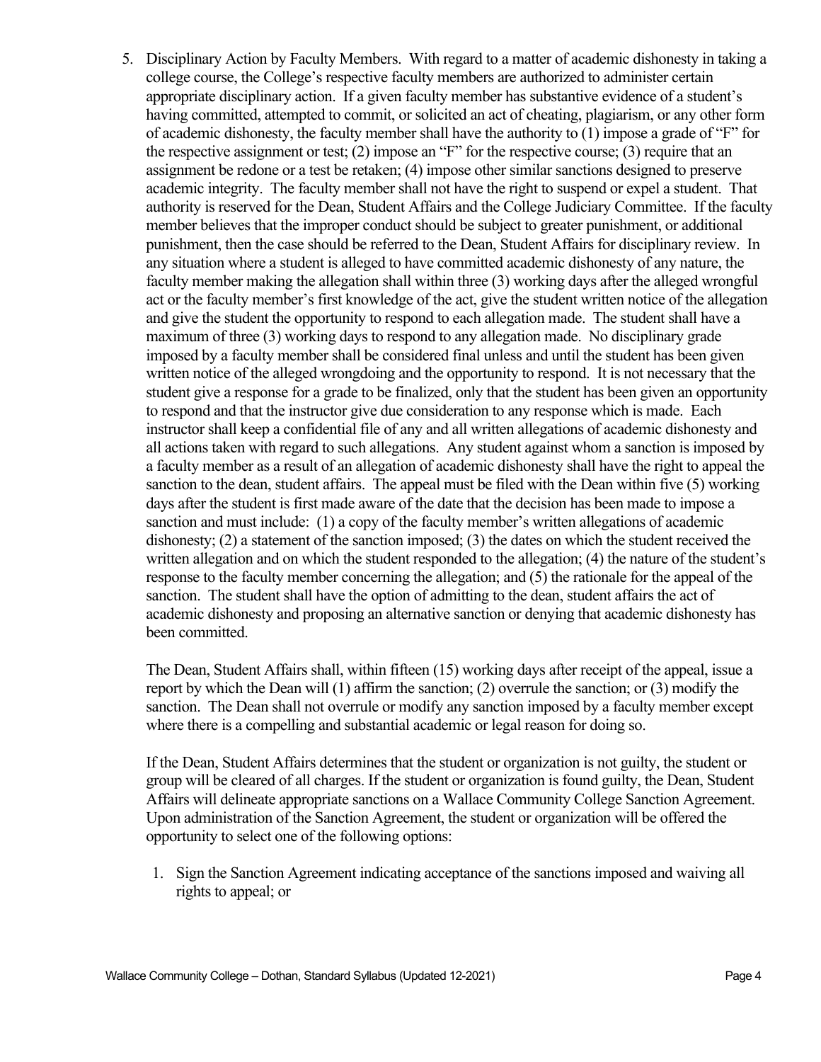5. Disciplinary Action by Faculty Members. With regard to a matter of academic dishonesty in taking a college course, the College's respective faculty members are authorized to administer certain appropriate disciplinary action. If a given faculty member has substantive evidence of a student's having committed, attempted to commit, or solicited an act of cheating, plagiarism, or any other form of academic dishonesty, the faculty member shall have the authority to (1) impose a grade of "F" for the respective assignment or test; (2) impose an "F" for the respective course; (3) require that an assignment be redone or a test be retaken; (4) impose other similar sanctions designed to preserve academic integrity. The faculty member shall not have the right to suspend or expel a student. That authority is reserved for the Dean, Student Affairs and the College Judiciary Committee. If the faculty member believes that the improper conduct should be subject to greater punishment, or additional punishment, then the case should be referred to the Dean, Student Affairs for disciplinary review. In any situation where a student is alleged to have committed academic dishonesty of any nature, the faculty member making the allegation shall within three (3) working days after the alleged wrongful act or the faculty member's first knowledge of the act, give the student written notice of the allegation and give the student the opportunity to respond to each allegation made. The student shall have a maximum of three (3) working days to respond to any allegation made. No disciplinary grade imposed by a faculty member shall be considered final unless and until the student has been given written notice of the alleged wrongdoing and the opportunity to respond. It is not necessary that the student give a response for a grade to be finalized, only that the student has been given an opportunity to respond and that the instructor give due consideration to any response which is made. Each instructor shall keep a confidential file of any and all written allegations of academic dishonesty and all actions taken with regard to such allegations. Any student against whom a sanction is imposed by a faculty member as a result of an allegation of academic dishonesty shall have the right to appeal the sanction to the dean, student affairs. The appeal must be filed with the Dean within five (5) working days after the student is first made aware of the date that the decision has been made to impose a sanction and must include: (1) a copy of the faculty member's written allegations of academic dishonesty; (2) a statement of the sanction imposed; (3) the dates on which the student received the written allegation and on which the student responded to the allegation; (4) the nature of the student's response to the faculty member concerning the allegation; and (5) the rationale for the appeal of the sanction. The student shall have the option of admitting to the dean, student affairs the act of academic dishonesty and proposing an alternative sanction or denying that academic dishonesty has been committed.

   The Dean, Student Affairs shall, within fifteen (15) working days after receipt of the appeal, issue a report by which the Dean will (1) affirm the sanction; (2) overrule the sanction; or (3) modify the sanction. The Dean shall not overrule or modify any sanction imposed by a faculty member except where there is a compelling and substantial academic or legal reason for doing so.

   If the Dean, Student Affairs determines that the student or organization is not guilty, the student or group will be cleared of all charges. If the student or organization is found guilty, the Dean, Student Affairs will delineate appropriate sanctions on a Wallace Community College Sanction Agreement. Upon administration of the Sanction Agreement, the student or organization will be offered the opportunity to select one of the following options:

   1. Sign the Sanction Agreement indicating acceptance of the sanctions imposed and waiving all rights to appeal; or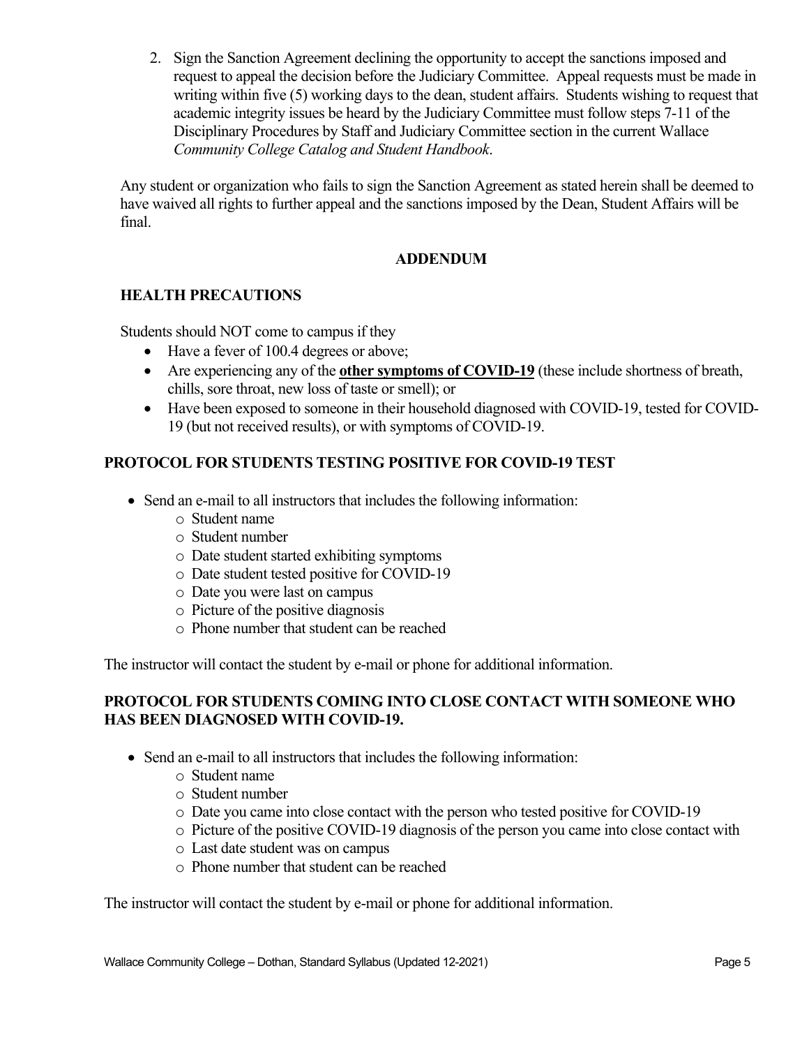2. Sign the Sanction Agreement declining the opportunity to accept the sanctions imposed and request to appeal the decision before the Judiciary Committee. Appeal requests must be made in writing within five (5) working days to the dean, student affairs. Students wishing to request that academic integrity issues be heard by the Judiciary Committee must follow steps 7-11 of the Disciplinary Procedures by Staff and Judiciary Committee section in the current Wallace *Community College Catalog and Student Handbook*.

Any student or organization who fails to sign the Sanction Agreement as stated herein shall be deemed to have waived all rights to further appeal and the sanctions imposed by the Dean, Student Affairs will be final.

## ADDENDUM

### HEALTH PRECAUTIONS

Students should NOT come to campus if they

- Have a fever of 100.4 degrees or above;
- Are experiencing any of the **other symptoms of COVID-19** (these include shortness of breath, chills, sore throat, new loss of taste or smell); or
- Have been exposed to someone in their household diagnosed with COVID-19, tested for COVID-19 (but not received results), or with symptoms of COVID-19.

### PROTOCOL FOR STUDENTS TESTING POSITIVE FOR COVID-19 TEST

- Send an e-mail to all instructors that includes the following information:
  - Student name
  - Student number
  - Date student started exhibiting symptoms
  - Date student tested positive for COVID-19
  - Date you were last on campus
  - Picture of the positive diagnosis
  - Phone number that student can be reached

The instructor will contact the student by e-mail or phone for additional information.

### PROTOCOL FOR STUDENTS COMING INTO CLOSE CONTACT WITH SOMEONE WHO HAS BEEN DIAGNOSED WITH COVID-19.

- Send an e-mail to all instructors that includes the following information:
  - Student name
  - Student number
  - Date you came into close contact with the person who tested positive for COVID-19
  - Picture of the positive COVID-19 diagnosis of the person you came into close contact with
  - Last date student was on campus
  - Phone number that student can be reached

The instructor will contact the student by e-mail or phone for additional information.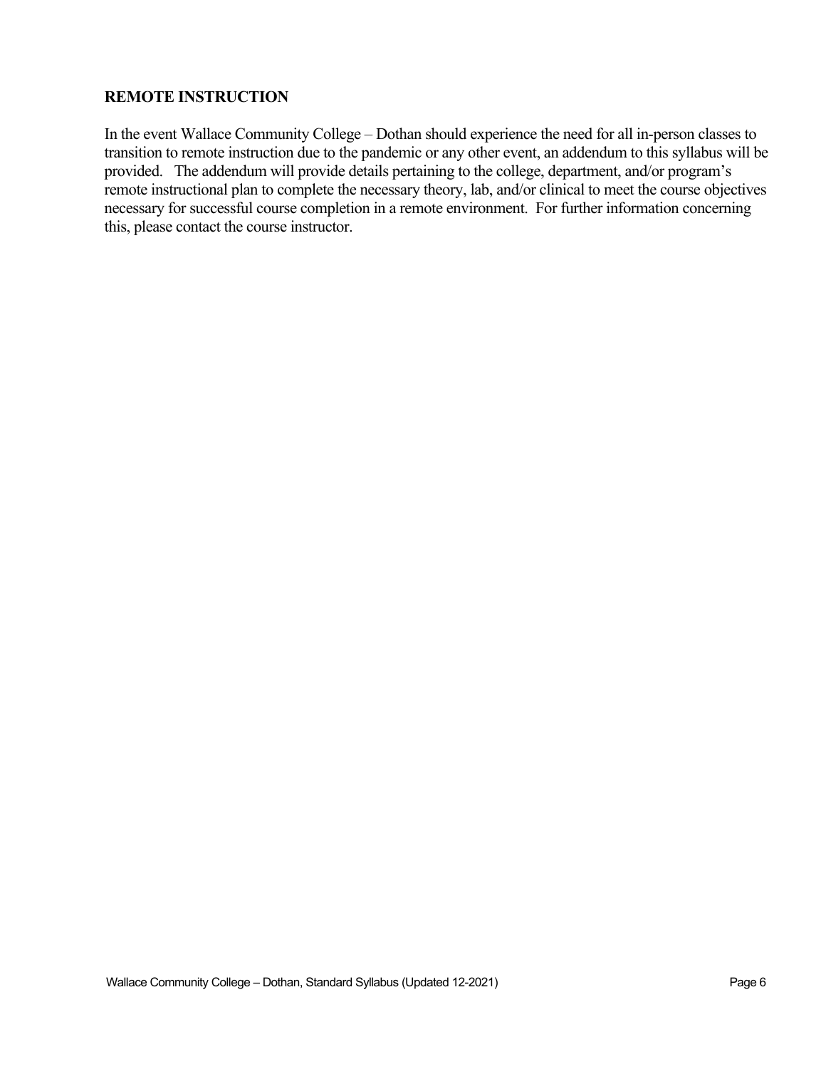**REMOTE INSTRUCTION**

In the event Wallace Community College – Dothan should experience the need for all in-person classes to transition to remote instruction due to the pandemic or any other event, an addendum to this syllabus will be provided. The addendum will provide details pertaining to the college, department, and/or program's remote instructional plan to complete the necessary theory, lab, and/or clinical to meet the course objectives necessary for successful course completion in a remote environment. For further information concerning this, please contact the course instructor.